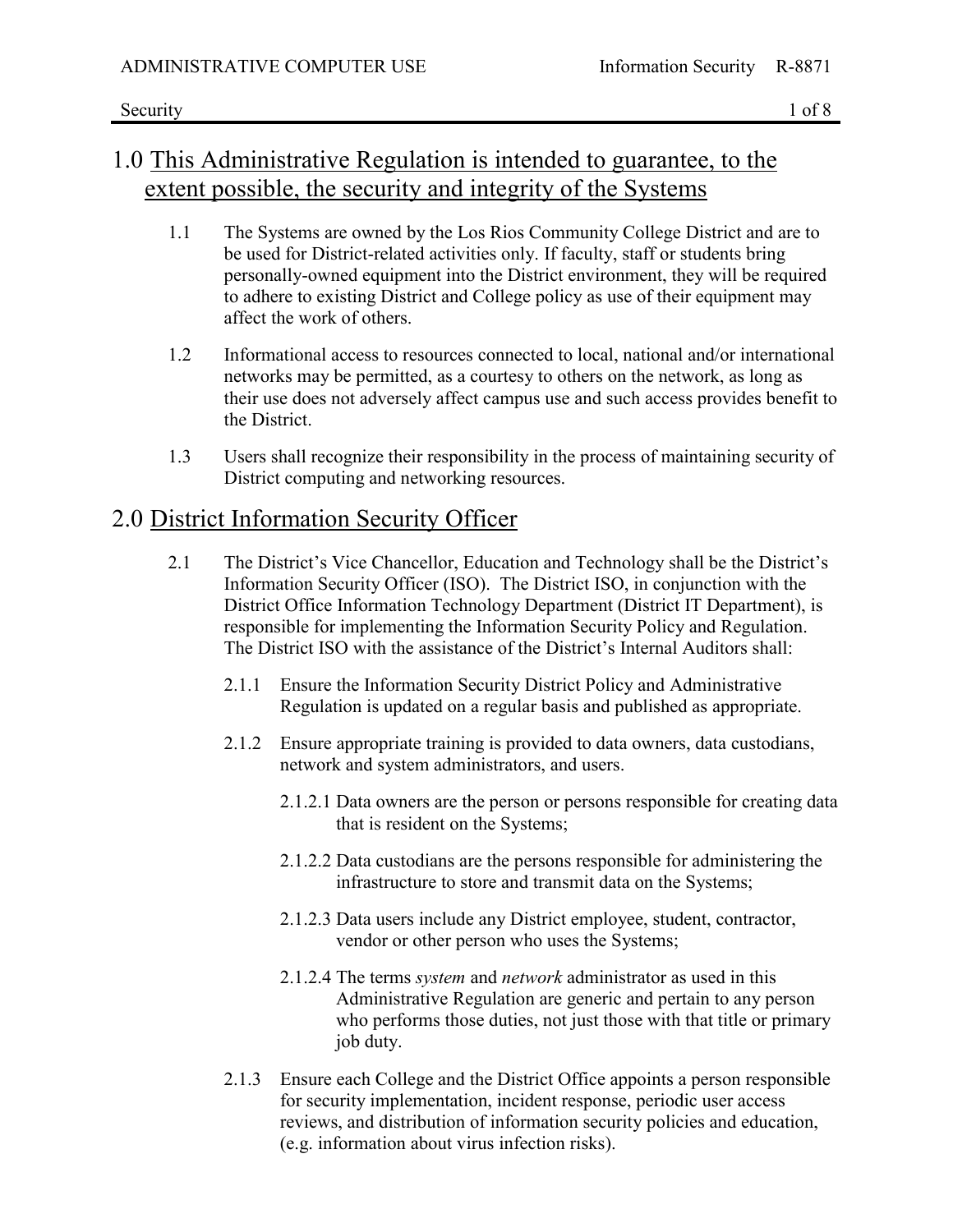## 1.0 This Administrative Regulation is intended to guarantee, to the extent possible, the security and integrity of the Systems

1.1 The Systems are owned by the Los Rios Community College District and are to be used for District-related activities only. If faculty, staff or students bring personally-owned equipment into the District environment, they will be required to adhere to existing District and College policy as use of their equipment may affect the work of others.

1.2 Informational access to resources connected to local, national and/or international networks may be permitted, as a courtesy to others on the network, as long as their use does not adversely affect campus use and such access provides benefit to the District.

1.3 Users shall recognize their responsibility in the process of maintaining security of District computing and networking resources.

## 2.0 District Information Security Officer

2.1 The District's Vice Chancellor, Education and Technology shall be the District's Information Security Officer (ISO). The District ISO, in conjunction with the District Office Information Technology Department (District IT Department), is responsible for implementing the Information Security Policy and Regulation. The District ISO with the assistance of the District's Internal Auditors shall:

2.1.1 Ensure the Information Security District Policy and Administrative Regulation is updated on a regular basis and published as appropriate.

2.1.2 Ensure appropriate training is provided to data owners, data custodians, network and system administrators, and users.

2.1.2.1 Data owners are the person or persons responsible for creating data that is resident on the Systems;

2.1.2.2 Data custodians are the persons responsible for administering the infrastructure to store and transmit data on the Systems;

2.1.2.3 Data users include any District employee, student, contractor, vendor or other person who uses the Systems;

2.1.2.4 The terms *system* and *network* administrator as used in this Administrative Regulation are generic and pertain to any person who performs those duties, not just those with that title or primary job duty.

2.1.3 Ensure each College and the District Office appoints a person responsible for security implementation, incident response, periodic user access reviews, and distribution of information security policies and education, (e.g. information about virus infection risks).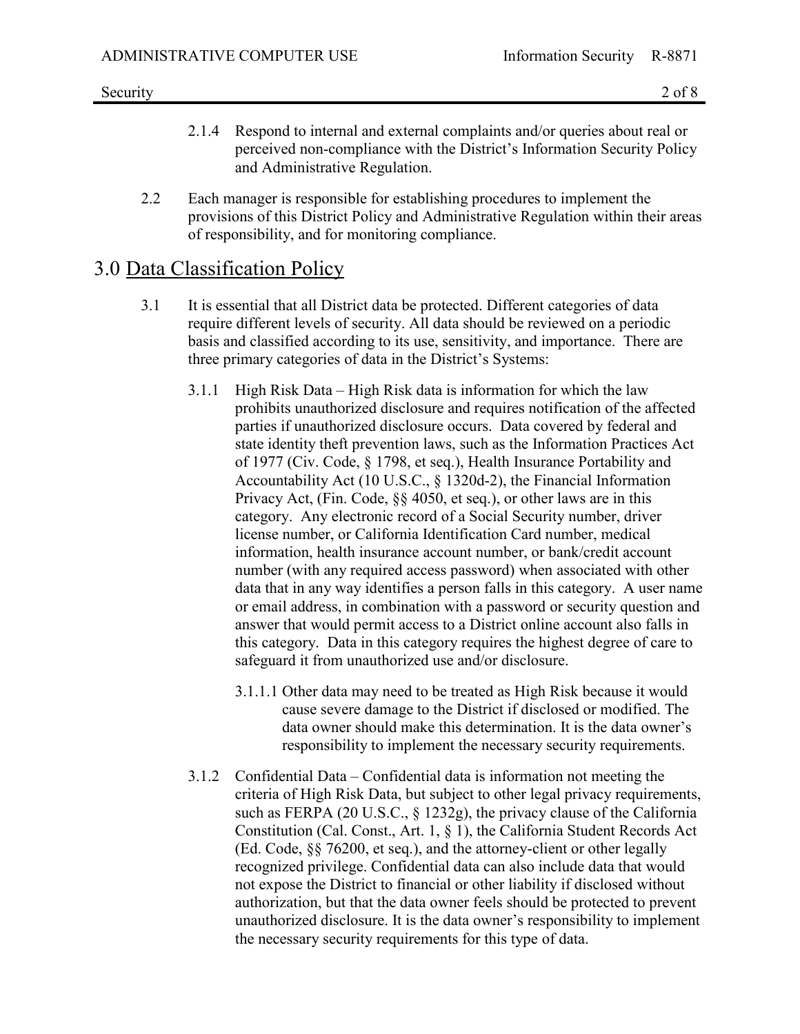2.1.4 Respond to internal and external complaints and/or queries about real or perceived non-compliance with the District's Information Security Policy and Administrative Regulation.

2.2 Each manager is responsible for establishing procedures to implement the provisions of this District Policy and Administrative Regulation within their areas of responsibility, and for monitoring compliance.

## 3.0 Data Classification Policy

3.1 It is essential that all District data be protected. Different categories of data require different levels of security. All data should be reviewed on a periodic basis and classified according to its use, sensitivity, and importance. There are three primary categories of data in the District's Systems:

3.1.1 High Risk Data – High Risk data is information for which the law prohibits unauthorized disclosure and requires notification of the affected parties if unauthorized disclosure occurs. Data covered by federal and state identity theft prevention laws, such as the Information Practices Act of 1977 (Civ. Code, § 1798, et seq.), Health Insurance Portability and Accountability Act (10 U.S.C., § 1320d-2), the Financial Information Privacy Act, (Fin. Code, §§ 4050, et seq.), or other laws are in this category. Any electronic record of a Social Security number, driver license number, or California Identification Card number, medical information, health insurance account number, or bank/credit account number (with any required access password) when associated with other data that in any way identifies a person falls in this category. A user name or email address, in combination with a password or security question and answer that would permit access to a District online account also falls in this category. Data in this category requires the highest degree of care to safeguard it from unauthorized use and/or disclosure.

3.1.1.1 Other data may need to be treated as High Risk because it would cause severe damage to the District if disclosed or modified. The data owner should make this determination. It is the data owner's responsibility to implement the necessary security requirements.

3.1.2 Confidential Data – Confidential data is information not meeting the criteria of High Risk Data, but subject to other legal privacy requirements, such as FERPA (20 U.S.C., § 1232g), the privacy clause of the California Constitution (Cal. Const., Art. 1, § 1), the California Student Records Act (Ed. Code, §§ 76200, et seq.), and the attorney-client or other legally recognized privilege. Confidential data can also include data that would not expose the District to financial or other liability if disclosed without authorization, but that the data owner feels should be protected to prevent unauthorized disclosure. It is the data owner's responsibility to implement the necessary security requirements for this type of data.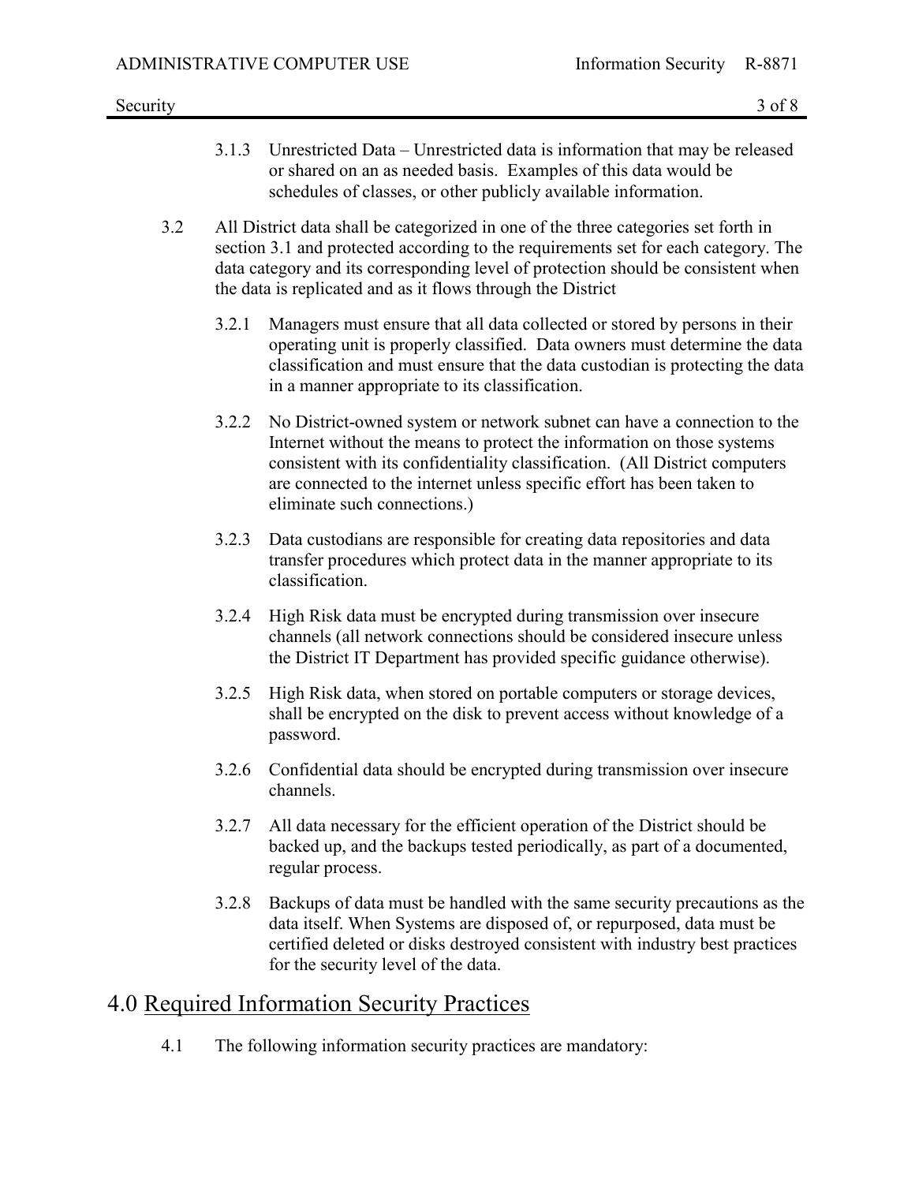3.1.3 Unrestricted Data – Unrestricted data is information that may be released or shared on an as needed basis. Examples of this data would be schedules of classes, or other publicly available information.

3.2 All District data shall be categorized in one of the three categories set forth in section 3.1 and protected according to the requirements set for each category. The data category and its corresponding level of protection should be consistent when the data is replicated and as it flows through the District

3.2.1 Managers must ensure that all data collected or stored by persons in their operating unit is properly classified. Data owners must determine the data classification and must ensure that the data custodian is protecting the data in a manner appropriate to its classification.

3.2.2 No District-owned system or network subnet can have a connection to the Internet without the means to protect the information on those systems consistent with its confidentiality classification. (All District computers are connected to the internet unless specific effort has been taken to eliminate such connections.)

3.2.3 Data custodians are responsible for creating data repositories and data transfer procedures which protect data in the manner appropriate to its classification.

3.2.4 High Risk data must be encrypted during transmission over insecure channels (all network connections should be considered insecure unless the District IT Department has provided specific guidance otherwise).

3.2.5 High Risk data, when stored on portable computers or storage devices, shall be encrypted on the disk to prevent access without knowledge of a password.

3.2.6 Confidential data should be encrypted during transmission over insecure channels.

3.2.7 All data necessary for the efficient operation of the District should be backed up, and the backups tested periodically, as part of a documented, regular process.

3.2.8 Backups of data must be handled with the same security precautions as the data itself. When Systems are disposed of, or repurposed, data must be certified deleted or disks destroyed consistent with industry best practices for the security level of the data.

# 4.0 Required Information Security Practices

4.1 The following information security practices are mandatory: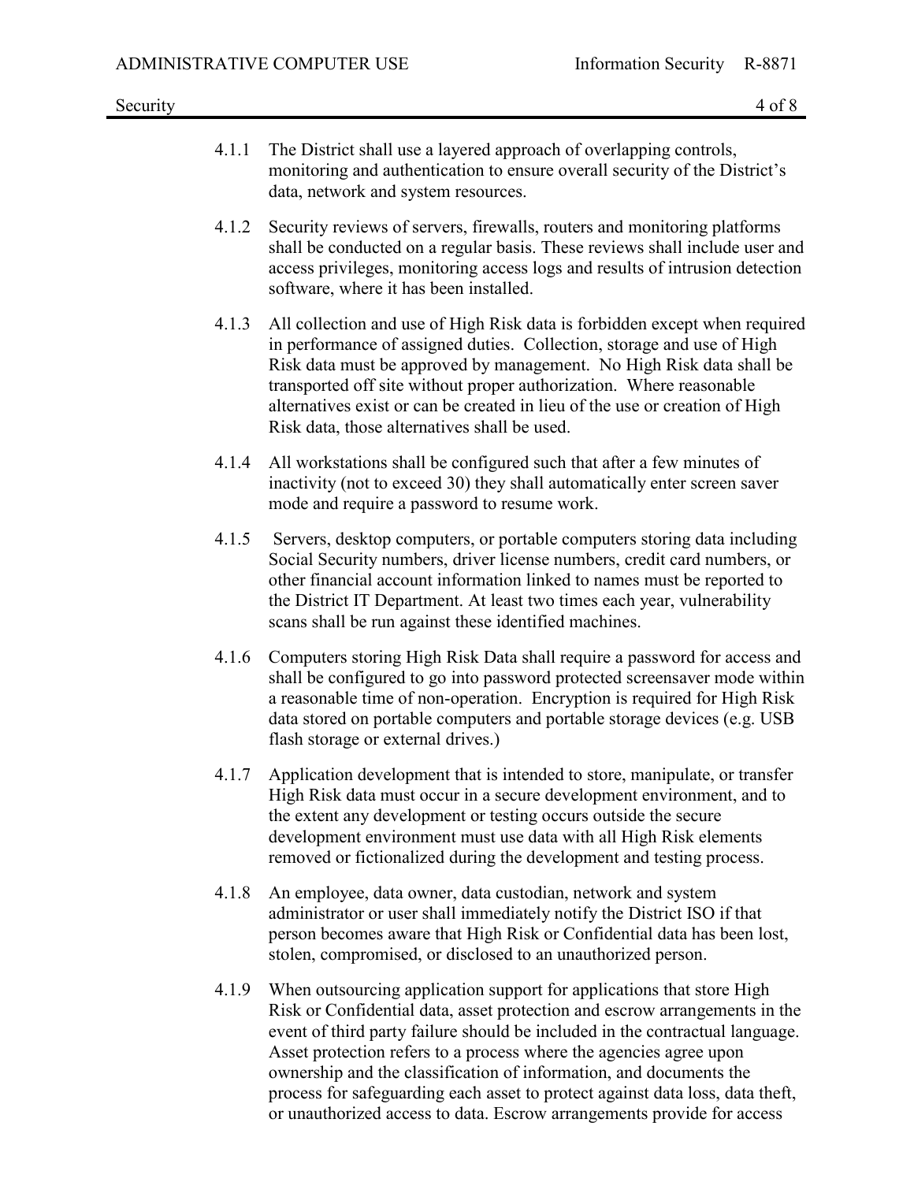4.1.1 The District shall use a layered approach of overlapping controls, monitoring and authentication to ensure overall security of the District's data, network and system resources.

4.1.2 Security reviews of servers, firewalls, routers and monitoring platforms shall be conducted on a regular basis. These reviews shall include user and access privileges, monitoring access logs and results of intrusion detection software, where it has been installed.

4.1.3 All collection and use of High Risk data is forbidden except when required in performance of assigned duties. Collection, storage and use of High Risk data must be approved by management. No High Risk data shall be transported off site without proper authorization. Where reasonable alternatives exist or can be created in lieu of the use or creation of High Risk data, those alternatives shall be used.

4.1.4 All workstations shall be configured such that after a few minutes of inactivity (not to exceed 30) they shall automatically enter screen saver mode and require a password to resume work.

4.1.5 Servers, desktop computers, or portable computers storing data including Social Security numbers, driver license numbers, credit card numbers, or other financial account information linked to names must be reported to the District IT Department. At least two times each year, vulnerability scans shall be run against these identified machines.

4.1.6 Computers storing High Risk Data shall require a password for access and shall be configured to go into password protected screensaver mode within a reasonable time of non-operation. Encryption is required for High Risk data stored on portable computers and portable storage devices (e.g. USB flash storage or external drives.)

4.1.7 Application development that is intended to store, manipulate, or transfer High Risk data must occur in a secure development environment, and to the extent any development or testing occurs outside the secure development environment must use data with all High Risk elements removed or fictionalized during the development and testing process.

4.1.8 An employee, data owner, data custodian, network and system administrator or user shall immediately notify the District ISO if that person becomes aware that High Risk or Confidential data has been lost, stolen, compromised, or disclosed to an unauthorized person.

4.1.9 When outsourcing application support for applications that store High Risk or Confidential data, asset protection and escrow arrangements in the event of third party failure should be included in the contractual language. Asset protection refers to a process where the agencies agree upon ownership and the classification of information, and documents the process for safeguarding each asset to protect against data loss, data theft, or unauthorized access to data. Escrow arrangements provide for access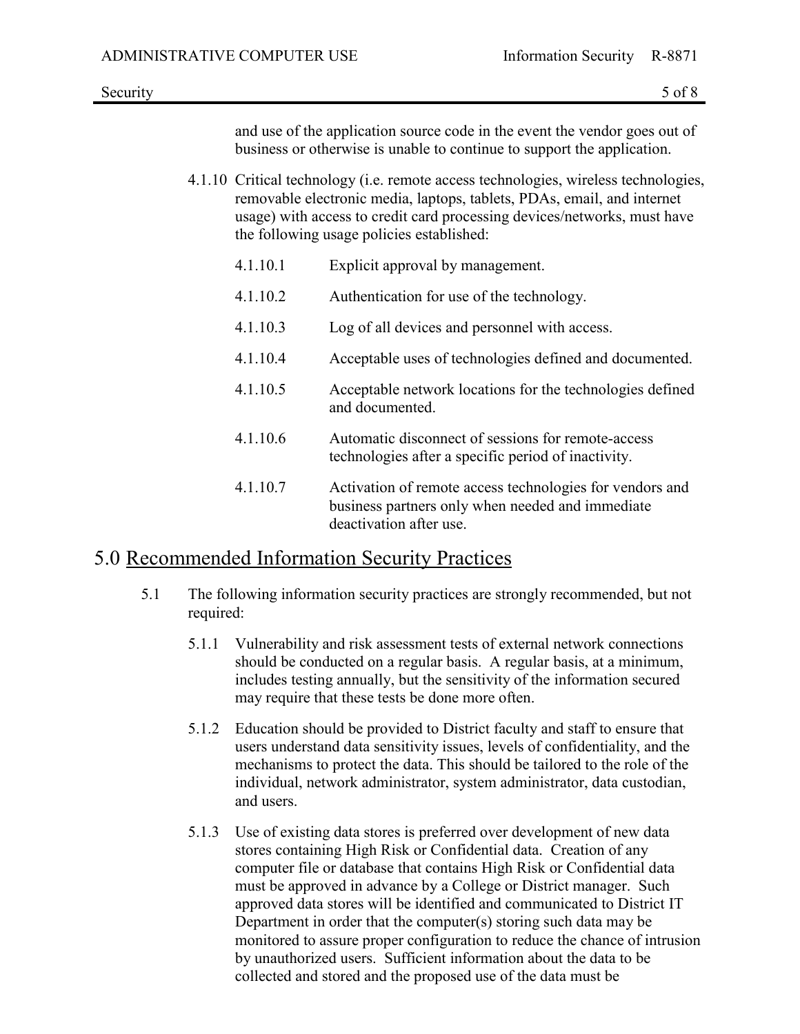and use of the application source code in the event the vendor goes out of business or otherwise is unable to continue to support the application.

4.1.10 Critical technology (i.e. remote access technologies, wireless technologies, removable electronic media, laptops, tablets, PDAs, email, and internet usage) with access to credit card processing devices/networks, must have the following usage policies established:

4.1.10.1 Explicit approval by management.

4.1.10.2 Authentication for use of the technology.

4.1.10.3 Log of all devices and personnel with access.

4.1.10.4 Acceptable uses of technologies defined and documented.

4.1.10.5 Acceptable network locations for the technologies defined and documented.

4.1.10.6 Automatic disconnect of sessions for remote-access technologies after a specific period of inactivity.

4.1.10.7 Activation of remote access technologies for vendors and business partners only when needed and immediate deactivation after use.

# 5.0 Recommended Information Security Practices

5.1 The following information security practices are strongly recommended, but not required:

5.1.1 Vulnerability and risk assessment tests of external network connections should be conducted on a regular basis. A regular basis, at a minimum, includes testing annually, but the sensitivity of the information secured may require that these tests be done more often.

5.1.2 Education should be provided to District faculty and staff to ensure that users understand data sensitivity issues, levels of confidentiality, and the mechanisms to protect the data. This should be tailored to the role of the individual, network administrator, system administrator, data custodian, and users.

5.1.3 Use of existing data stores is preferred over development of new data stores containing High Risk or Confidential data. Creation of any computer file or database that contains High Risk or Confidential data must be approved in advance by a College or District manager. Such approved data stores will be identified and communicated to District IT Department in order that the computer(s) storing such data may be monitored to assure proper configuration to reduce the chance of intrusion by unauthorized users. Sufficient information about the data to be collected and stored and the proposed use of the data must be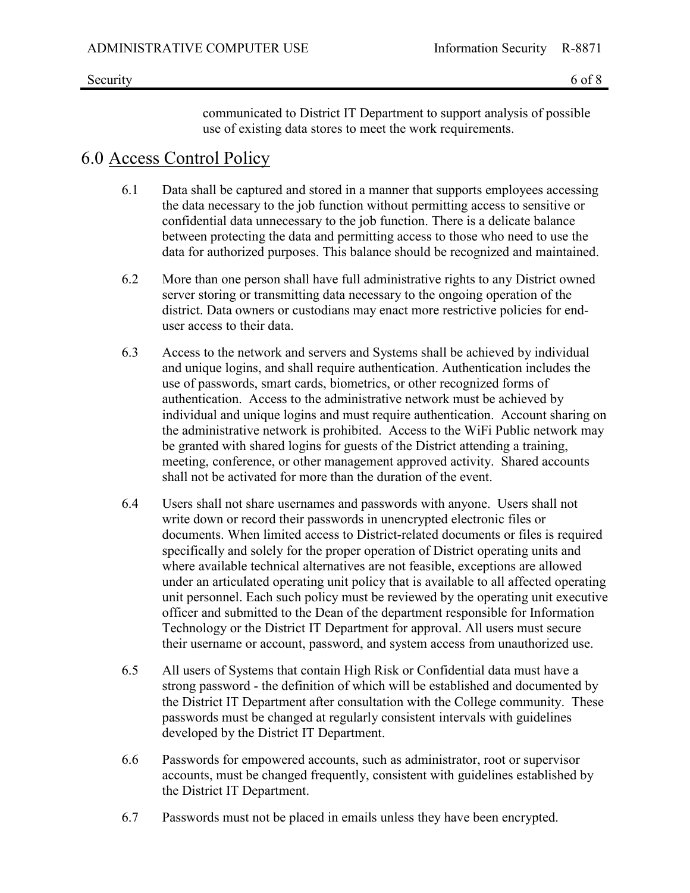communicated to District IT Department to support analysis of possible use of existing data stores to meet the work requirements.

## 6.0 Access Control Policy

6.1 Data shall be captured and stored in a manner that supports employees accessing the data necessary to the job function without permitting access to sensitive or confidential data unnecessary to the job function. There is a delicate balance between protecting the data and permitting access to those who need to use the data for authorized purposes. This balance should be recognized and maintained.

6.2 More than one person shall have full administrative rights to any District owned server storing or transmitting data necessary to the ongoing operation of the district. Data owners or custodians may enact more restrictive policies for end-user access to their data.

6.3 Access to the network and servers and Systems shall be achieved by individual and unique logins, and shall require authentication. Authentication includes the use of passwords, smart cards, biometrics, or other recognized forms of authentication. Access to the administrative network must be achieved by individual and unique logins and must require authentication. Account sharing on the administrative network is prohibited. Access to the WiFi Public network may be granted with shared logins for guests of the District attending a training, meeting, conference, or other management approved activity. Shared accounts shall not be activated for more than the duration of the event.

6.4 Users shall not share usernames and passwords with anyone. Users shall not write down or record their passwords in unencrypted electronic files or documents. When limited access to District-related documents or files is required specifically and solely for the proper operation of District operating units and where available technical alternatives are not feasible, exceptions are allowed under an articulated operating unit policy that is available to all affected operating unit personnel. Each such policy must be reviewed by the operating unit executive officer and submitted to the Dean of the department responsible for Information Technology or the District IT Department for approval. All users must secure their username or account, password, and system access from unauthorized use.

6.5 All users of Systems that contain High Risk or Confidential data must have a strong password - the definition of which will be established and documented by the District IT Department after consultation with the College community. These passwords must be changed at regularly consistent intervals with guidelines developed by the District IT Department.

6.6 Passwords for empowered accounts, such as administrator, root or supervisor accounts, must be changed frequently, consistent with guidelines established by the District IT Department.

6.7 Passwords must not be placed in emails unless they have been encrypted.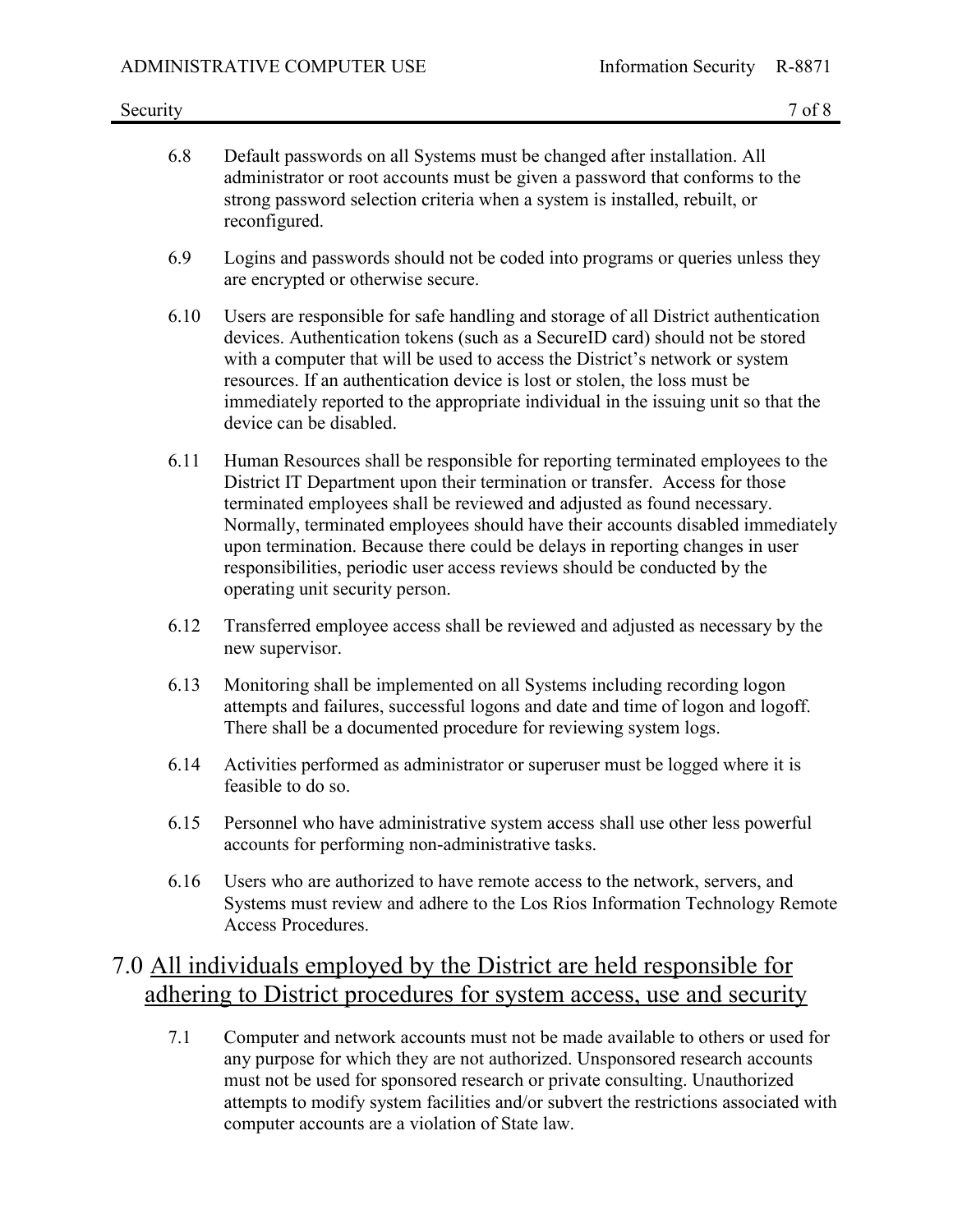6.8 Default passwords on all Systems must be changed after installation. All administrator or root accounts must be given a password that conforms to the strong password selection criteria when a system is installed, rebuilt, or reconfigured.

6.9 Logins and passwords should not be coded into programs or queries unless they are encrypted or otherwise secure.

6.10 Users are responsible for safe handling and storage of all District authentication devices. Authentication tokens (such as a SecureID card) should not be stored with a computer that will be used to access the District's network or system resources. If an authentication device is lost or stolen, the loss must be immediately reported to the appropriate individual in the issuing unit so that the device can be disabled.

6.11 Human Resources shall be responsible for reporting terminated employees to the District IT Department upon their termination or transfer. Access for those terminated employees shall be reviewed and adjusted as found necessary. Normally, terminated employees should have their accounts disabled immediately upon termination. Because there could be delays in reporting changes in user responsibilities, periodic user access reviews should be conducted by the operating unit security person.

6.12 Transferred employee access shall be reviewed and adjusted as necessary by the new supervisor.

6.13 Monitoring shall be implemented on all Systems including recording logon attempts and failures, successful logons and date and time of logon and logoff. There shall be a documented procedure for reviewing system logs.

6.14 Activities performed as administrator or superuser must be logged where it is feasible to do so.

6.15 Personnel who have administrative system access shall use other less powerful accounts for performing non-administrative tasks.

6.16 Users who are authorized to have remote access to the network, servers, and Systems must review and adhere to the Los Rios Information Technology Remote Access Procedures.

## 7.0 All individuals employed by the District are held responsible for adhering to District procedures for system access, use and security

7.1 Computer and network accounts must not be made available to others or used for any purpose for which they are not authorized. Unsponsored research accounts must not be used for sponsored research or private consulting. Unauthorized attempts to modify system facilities and/or subvert the restrictions associated with computer accounts are a violation of State law.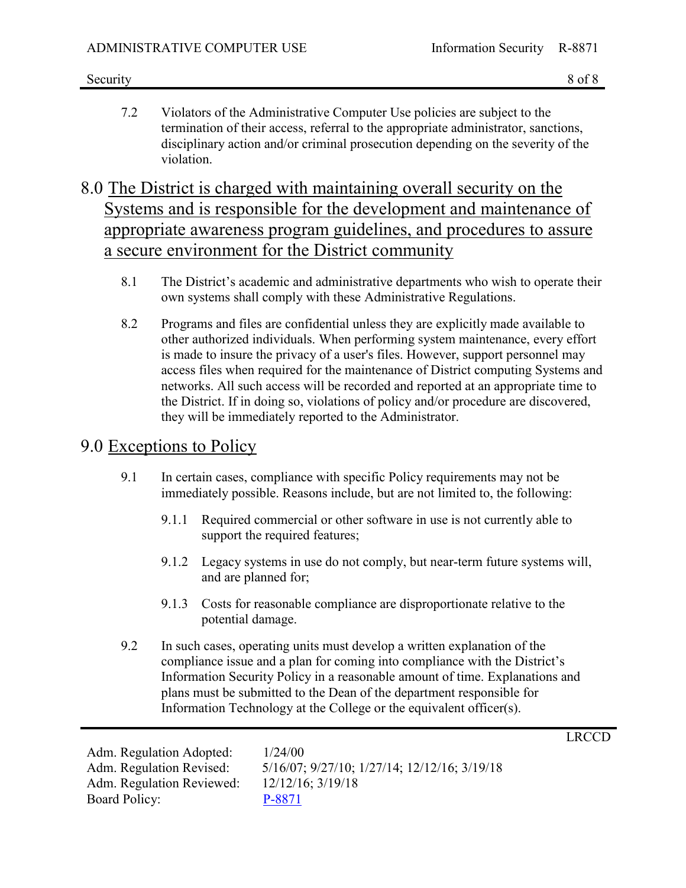7.2 Violators of the Administrative Computer Use policies are subject to the termination of their access, referral to the appropriate administrator, sanctions, disciplinary action and/or criminal prosecution depending on the severity of the violation.

## 8.0 The District is charged with maintaining overall security on the Systems and is responsible for the development and maintenance of appropriate awareness program guidelines, and procedures to assure a secure environment for the District community

8.1 The District's academic and administrative departments who wish to operate their own systems shall comply with these Administrative Regulations.

8.2 Programs and files are confidential unless they are explicitly made available to other authorized individuals. When performing system maintenance, every effort is made to insure the privacy of a user's files. However, support personnel may access files when required for the maintenance of District computing Systems and networks. All such access will be recorded and reported at an appropriate time to the District. If in doing so, violations of policy and/or procedure are discovered, they will be immediately reported to the Administrator.

## 9.0 Exceptions to Policy

9.1 In certain cases, compliance with specific Policy requirements may not be immediately possible. Reasons include, but are not limited to, the following:

9.1.1 Required commercial or other software in use is not currently able to support the required features;

9.1.2 Legacy systems in use do not comply, but near-term future systems will, and are planned for;

9.1.3 Costs for reasonable compliance are disproportionate relative to the potential damage.

9.2 In such cases, operating units must develop a written explanation of the compliance issue and a plan for coming into compliance with the District's Information Security Policy in a reasonable amount of time. Explanations and plans must be submitted to the Dean of the department responsible for Information Technology at the College or the equivalent officer(s).

LRCCD

| | |
|---|---|
| Adm. Regulation Adopted: | 1/24/00 |
| Adm. Regulation Revised: | 5/16/07; 9/27/10; 1/27/14; 12/12/16; 3/19/18 |
| Adm. Regulation Reviewed: | 12/12/16; 3/19/18 |
| Board Policy: | P-8871 |